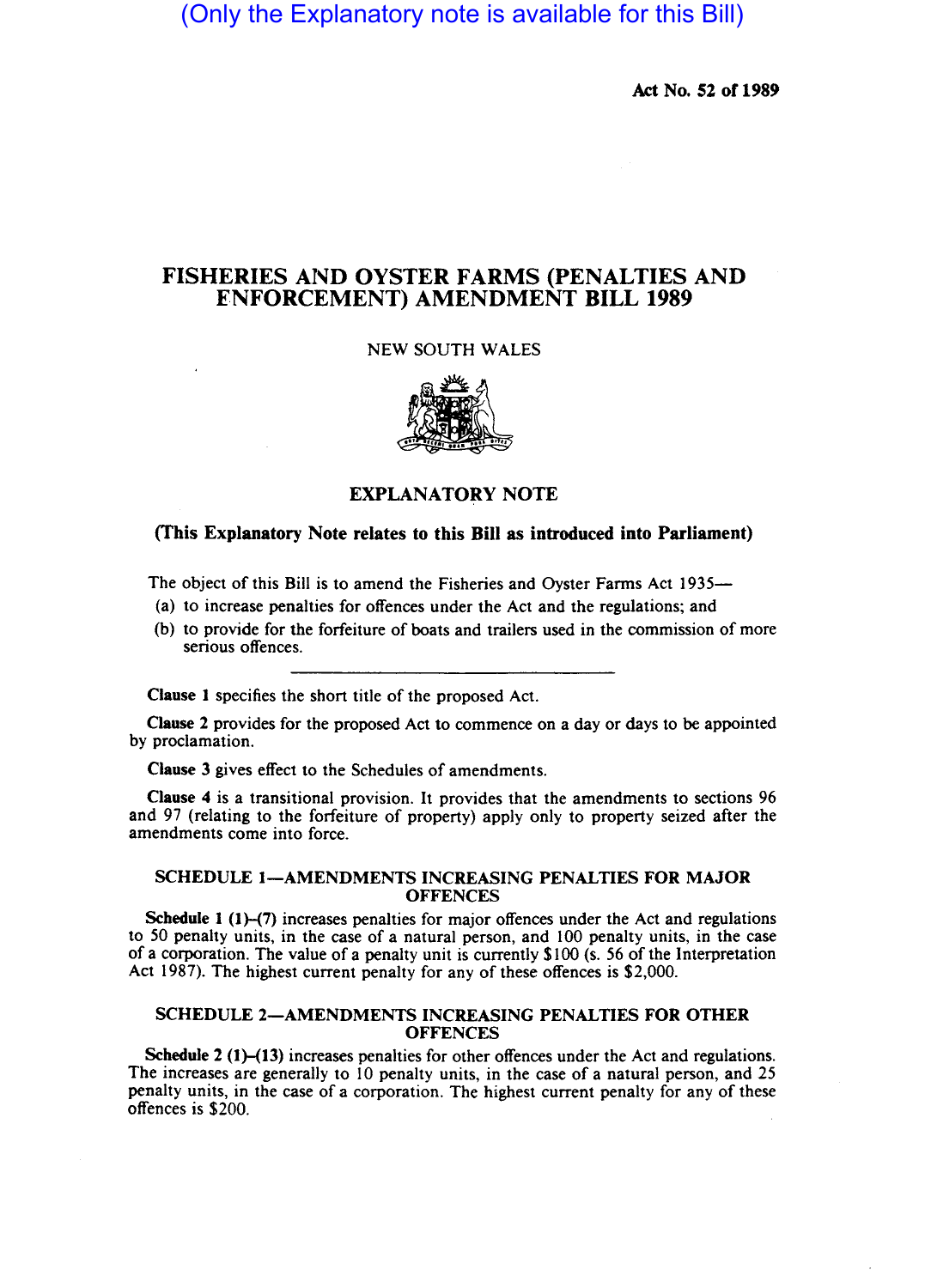(Only the Explanatory note is available for this Bill)

**Act No. 52 of 1989**

# FISHERIES AND OYSTER FARMS (PENALTIES AND ENFORCEMENT) AMENDMENT BILL 1989

NEW SOUTH WALES

## EXPLANATORY NOTE

**(This Explanatory Note relates to this Bill as introduced into Parliament)**

The object of this Bill is to amend the Fisheries and Oyster Farms Act 1935—

(a) to increase penalties for offences under the Act and the regulations; and

(b) to provide for the forfeiture of boats and trailers used in the commission of more serious offences.

---

**Clause 1** specifies the short title of the proposed Act.

**Clause 2** provides for the proposed Act to commence on a day or days to be appointed by proclamation.

**Clause 3** gives effect to the Schedules of amendments.

**Clause 4** is a transitional provision. It provides that the amendments to sections 96 and 97 (relating to the forfeiture of property) apply only to property seized after the amendments come into force.

### SCHEDULE 1—AMENDMENTS INCREASING PENALTIES FOR MAJOR OFFENCES

**Schedule 1 (1)–(7)** increases penalties for major offences under the Act and regulations to 50 penalty units, in the case of a natural person, and 100 penalty units, in the case of a corporation. The value of a penalty unit is currently $100 (s. 56 of the Interpretation Act 1987). The highest current penalty for any of these offences is $2,000.

### SCHEDULE 2—AMENDMENTS INCREASING PENALTIES FOR OTHER OFFENCES

**Schedule 2 (1)–(13)** increases penalties for other offences under the Act and regulations. The increases are generally to 10 penalty units, in the case of a natural person, and 25 penalty units, in the case of a corporation. The highest current penalty for any of these offences is $200.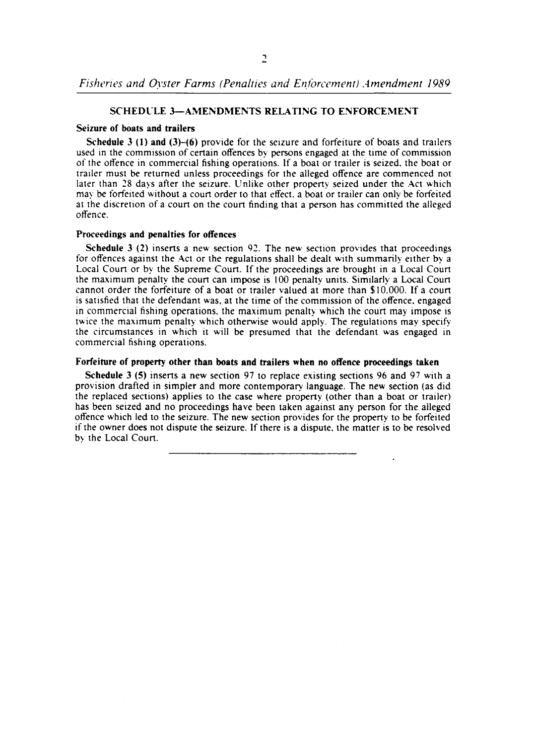## SCHEDULE 3—AMENDMENTS RELATING TO ENFORCEMENT

### Seizure of boats and trailers

**Schedule 3 (1) and (3)–(6)** provide for the seizure and forfeiture of boats and trailers used in the commission of certain offences by persons engaged at the time of commission of the offence in commercial fishing operations. If a boat or trailer is seized, the boat or trailer must be returned unless proceedings for the alleged offence are commenced not later than 28 days after the seizure. Unlike other property seized under the Act which may be forfeited without a court order to that effect, a boat or trailer can only be forfeited at the discretion of a court on the court finding that a person has committed the alleged offence.

### Proceedings and penalties for offences

**Schedule 3 (2)** inserts a new section 92. The new section provides that proceedings for offences against the Act or the regulations shall be dealt with summarily either by a Local Court or by the Supreme Court. If the proceedings are brought in a Local Court the maximum penalty the court can impose is 100 penalty units. Similarly a Local Court cannot order the forfeiture of a boat or trailer valued at more than $10,000. If a court is satisfied that the defendant was, at the time of the commission of the offence, engaged in commercial fishing operations, the maximum penalty which the court may impose is twice the maximum penalty which otherwise would apply. The regulations may specify the circumstances in which it will be presumed that the defendant was engaged in commercial fishing operations.

### Forfeiture of property other than boats and trailers when no offence proceedings taken

**Schedule 3 (5)** inserts a new section 97 to replace existing sections 96 and 97 with a provision drafted in simpler and more contemporary language. The new section (as did the replaced sections) applies to the case where property (other than a boat or trailer) has been seized and no proceedings have been taken against any person for the alleged offence which led to the seizure. The new section provides for the property to be forfeited if the owner does not dispute the seizure. If there is a dispute, the matter is to be resolved by the Local Court.